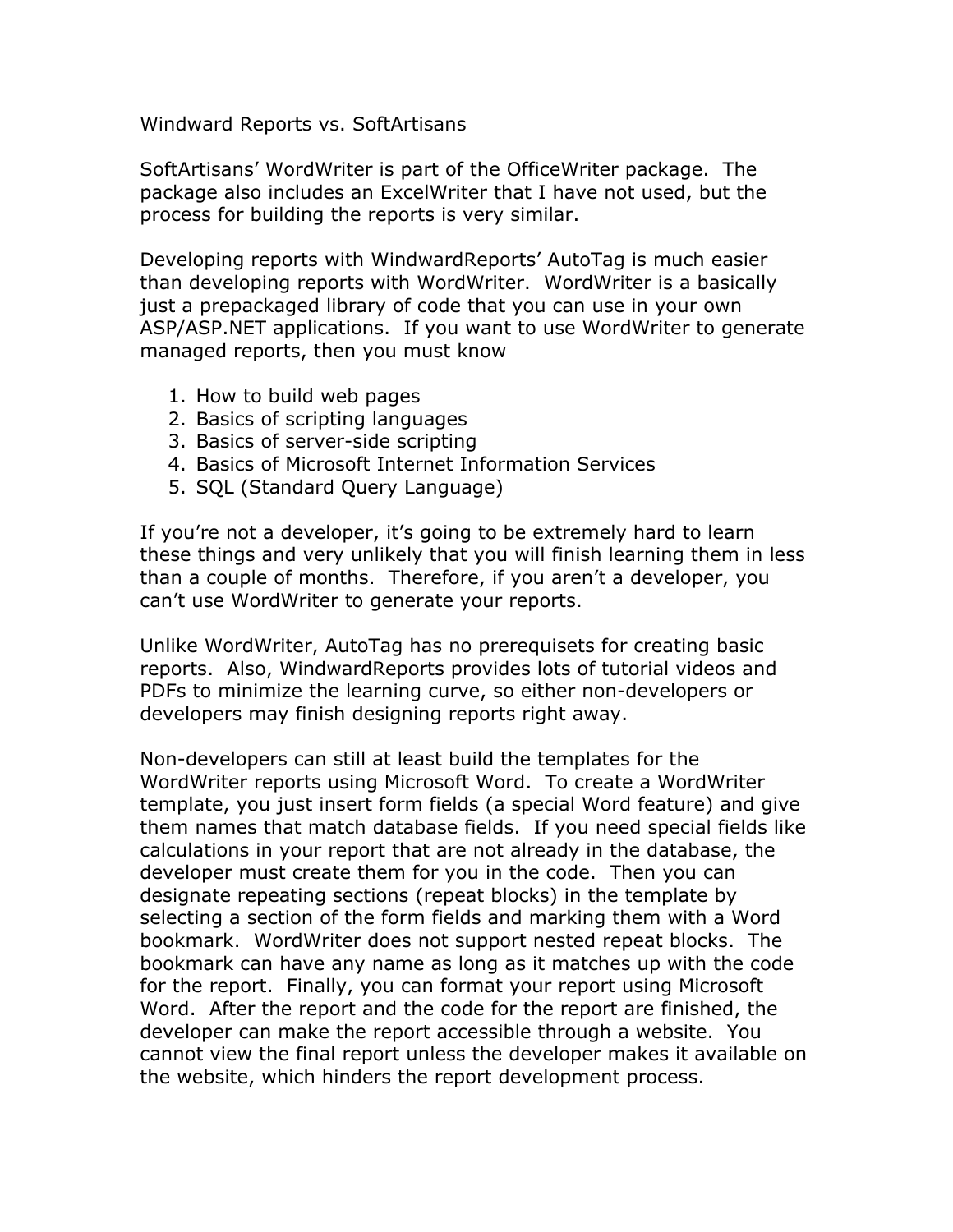# Windward Reports vs. SoftArtisans

SoftArtisans' WordWriter is part of the OfficeWriter package. The package also includes an ExcelWriter that I have not used, but the process for building the reports is very similar.

Developing reports with WindwardReports' AutoTag is much easier than developing reports with WordWriter. WordWriter is a basically just a prepackaged library of code that you can use in your own ASP/ASP.NET applications. If you want to use WordWriter to generate managed reports, then you must know

1. How to build web pages
2. Basics of scripting languages
3. Basics of server-side scripting
4. Basics of Microsoft Internet Information Services
5. SQL (Standard Query Language)

If you're not a developer, it's going to be extremely hard to learn these things and very unlikely that you will finish learning them in less than a couple of months. Therefore, if you aren't a developer, you can't use WordWriter to generate your reports.

Unlike WordWriter, AutoTag has no prerequisets for creating basic reports. Also, WindwardReports provides lots of tutorial videos and PDFs to minimize the learning curve, so either non-developers or developers may finish designing reports right away.

Non-developers can still at least build the templates for the WordWriter reports using Microsoft Word. To create a WordWriter template, you just insert form fields (a special Word feature) and give them names that match database fields. If you need special fields like calculations in your report that are not already in the database, the developer must create them for you in the code. Then you can designate repeating sections (repeat blocks) in the template by selecting a section of the form fields and marking them with a Word bookmark. WordWriter does not support nested repeat blocks. The bookmark can have any name as long as it matches up with the code for the report. Finally, you can format your report using Microsoft Word. After the report and the code for the report are finished, the developer can make the report accessible through a website. You cannot view the final report unless the developer makes it available on the website, which hinders the report development process.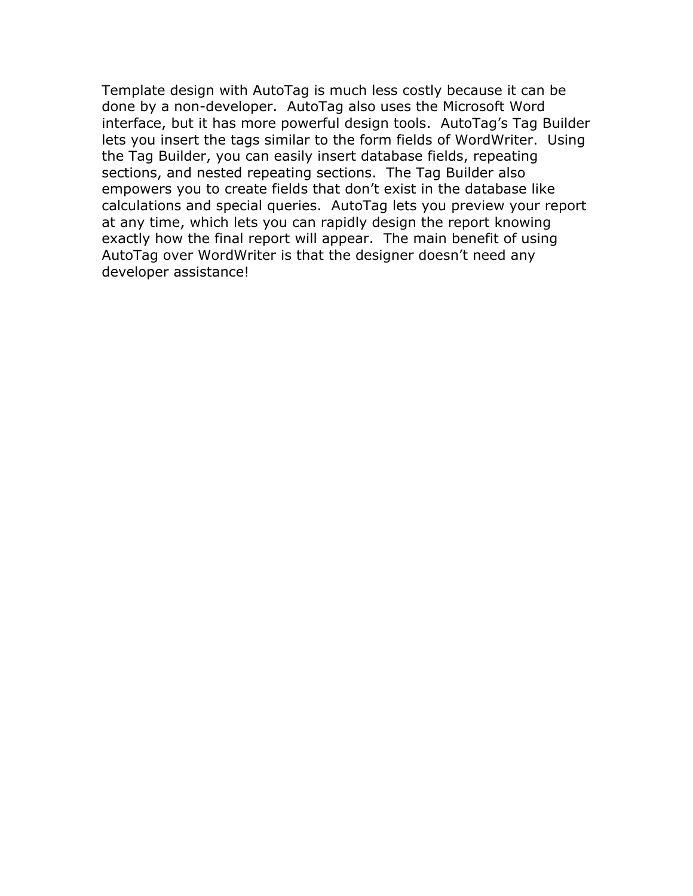Template design with AutoTag is much less costly because it can be done by a non-developer.  AutoTag also uses the Microsoft Word interface, but it has more powerful design tools.  AutoTag's Tag Builder lets you insert the tags similar to the form fields of WordWriter.  Using the Tag Builder, you can easily insert database fields, repeating sections, and nested repeating sections.  The Tag Builder also empowers you to create fields that don't exist in the database like calculations and special queries.  AutoTag lets you preview your report at any time, which lets you can rapidly design the report knowing exactly how the final report will appear.  The main benefit of using AutoTag over WordWriter is that the designer doesn't need any developer assistance!